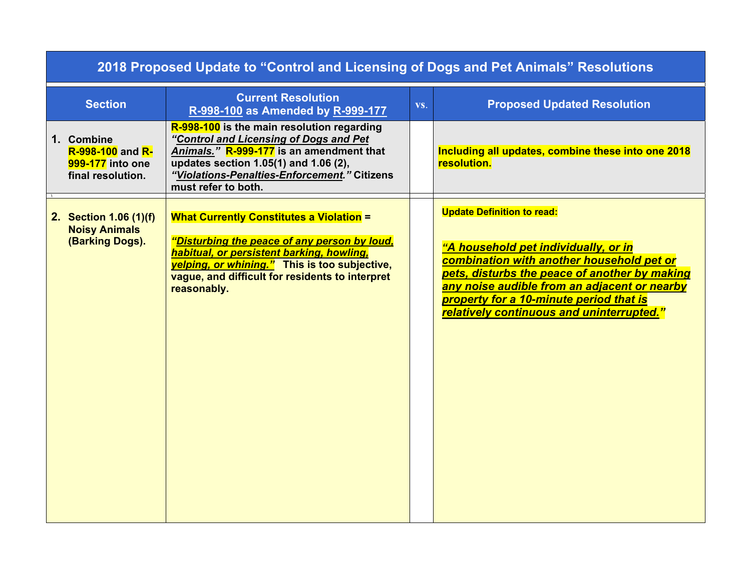| 2018 Proposed Update to "Control and Licensing of Dogs and Pet Animals" Resolutions | | | |
|---|---|---|---|
| **Section** | **Current Resolution R-998-100 as Amended by R-999-177** | **vs.** | **Proposed Updated Resolution** |
| **1. Combine R-998-100 and R-999-177 into one final resolution.** | **R-998-100 is the main resolution regarding *"Control and Licensing of Dogs and Pet Animals."* R-999-177 is an amendment that updates section 1.05(1) and 1.06 (2), *"Violations-Penalties-Enforcement."* Citizens must refer to both.** | | **Including all updates, combine these into one 2018 resolution.** |
| **2. Section 1.06 (1)(f) Noisy Animals (Barking Dogs).** | **What Currently Constitutes a Violation =** <br><br> ***"Disturbing the peace of any person by loud, habitual, or persistent barking, howling, yelping, or whining."*** **This is too subjective, vague, and difficult for residents to interpret reasonably.** | | **Update Definition to read:** <br><br> ***"A household pet individually, or in combination with another household pet or pets, disturbs the peace of another by making any noise audible from an adjacent or nearby property for a 10-minute period that is relatively continuous and uninterrupted."*** |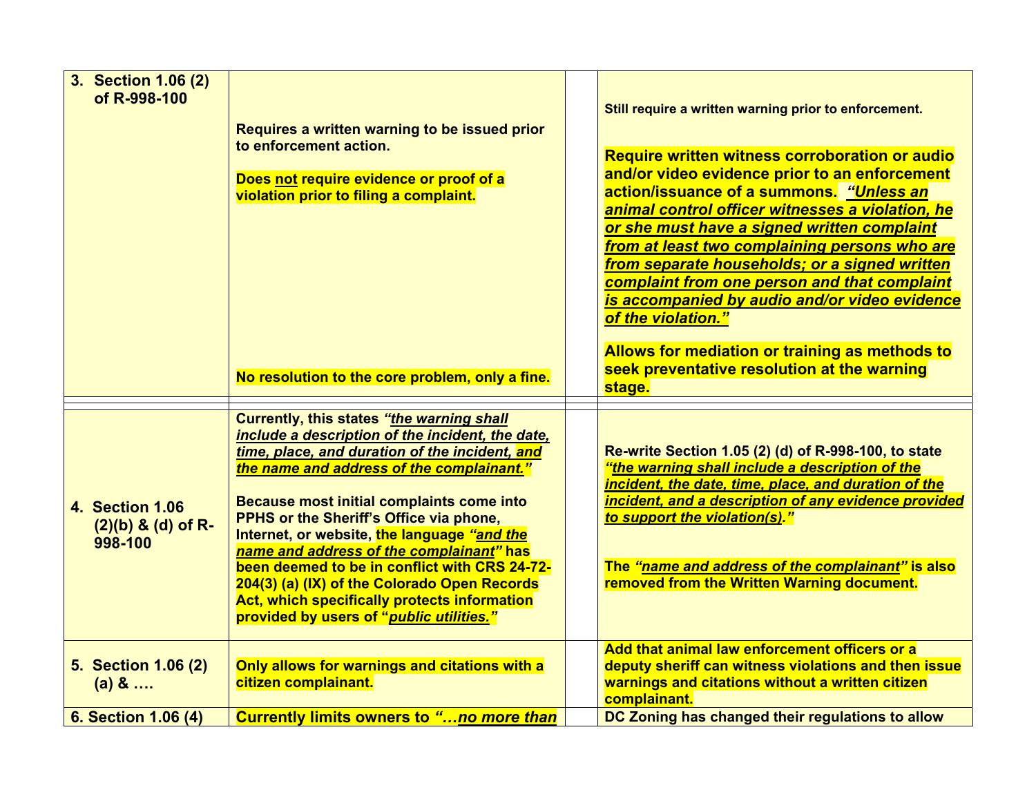| | | | |
|---|---|---|---|
| **3. Section 1.06 (2) of R-998-100** | **Requires a written warning to be issued prior to enforcement action.**<br><br>**Does not require evidence or proof of a violation prior to filing a complaint.**<br><br>**No resolution to the core problem, only a fine.** | | **Still require a written warning prior to enforcement.**<br><br>**Require written witness corroboration or audio and/or video evidence prior to an enforcement action/issuance of a summons.** ***"Unless an animal control officer witnesses a violation, he or she must have a signed written complaint from at least two complaining persons who are from separate households; or a signed written complaint from one person and that complaint is accompanied by audio and/or video evidence of the violation."***<br><br>**Allows for mediation or training as methods to seek preventative resolution at the warning stage.** |
| | | | |
| **4. Section 1.06 (2)(b) & (d) of R-998-100** | **Currently, this states** ***"the warning shall include a description of the incident, the date, time, place, and duration of the incident, and the name and address of the complainant."***<br><br>**Because most initial complaints come into PPHS or the Sheriff's Office via phone, Internet, or website, the language** ***"and the name and address of the complainant"*** **has been deemed to be in conflict with CRS 24-72-204(3) (a) (IX) of the Colorado Open Records Act, which specifically protects information provided by users of "*public utilities."*** | | **Re-write Section 1.05 (2) (d) of R-998-100, to state** ***"the warning shall include a description of the incident, the date, time, place, and duration of the incident, and a description of any evidence provided to support the violation(s)."***<br><br>**The** ***"name and address of the complainant"*** **is also removed from the Written Warning document.** |
| **5. Section 1.06 (2) (a) & ….** | **Only allows for warnings and citations with a citizen complainant.** | | **Add that animal law enforcement officers or a deputy sheriff can witness violations and then issue warnings and citations without a written citizen complainant.** |
| **6. Section 1.06 (4)** | **Currently limits owners to** ***"…no more than*** | | **DC Zoning has changed their regulations to allow** |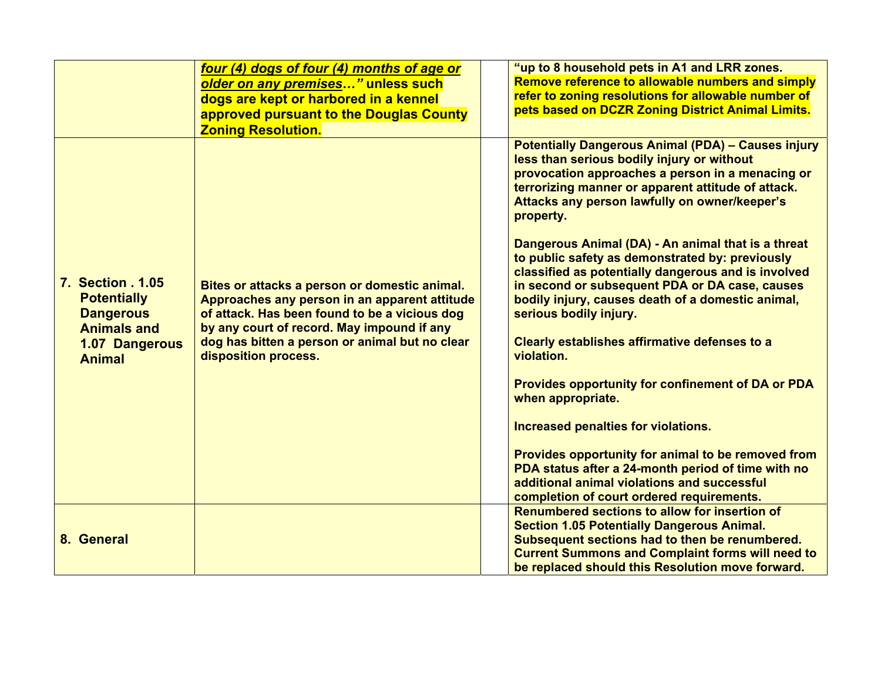| | | | |
|---|---|---|---|
| | ***four (4) dogs of four (4) months of age or older on any premises…"*** **unless such dogs are kept or harbored in a kennel approved pursuant to the Douglas County Zoning Resolution.** | | **"up to 8 household pets in A1 and LRR zones. Remove reference to allowable numbers and simply refer to zoning resolutions for allowable number of pets based on DCZR Zoning District Animal Limits.** |
| **7. Section . 1.05 Potentially Dangerous Animals and 1.07 Dangerous Animal** | **Bites or attacks a person or domestic animal. Approaches any person in an apparent attitude of attack. Has been found to be a vicious dog by any court of record. May impound if any dog has bitten a person or animal but no clear disposition process.** | | **Potentially Dangerous Animal (PDA) – Causes injury less than serious bodily injury or without provocation approaches a person in a menacing or terrorizing manner or apparent attitude of attack. Attacks any person lawfully on owner/keeper's property.**<br><br>**Dangerous Animal (DA) - An animal that is a threat to public safety as demonstrated by: previously classified as potentially dangerous and is involved in second or subsequent PDA or DA case, causes bodily injury, causes death of a domestic animal, serious bodily injury.**<br><br>**Clearly establishes affirmative defenses to a violation.**<br><br>**Provides opportunity for confinement of DA or PDA when appropriate.**<br><br>**Increased penalties for violations.**<br><br>**Provides opportunity for animal to be removed from PDA status after a 24-month period of time with no additional animal violations and successful completion of court ordered requirements.** |
| **8. General** | | | **Renumbered sections to allow for insertion of Section 1.05 Potentially Dangerous Animal. Subsequent sections had to then be renumbered. Current Summons and Complaint forms will need to be replaced should this Resolution move forward.** |